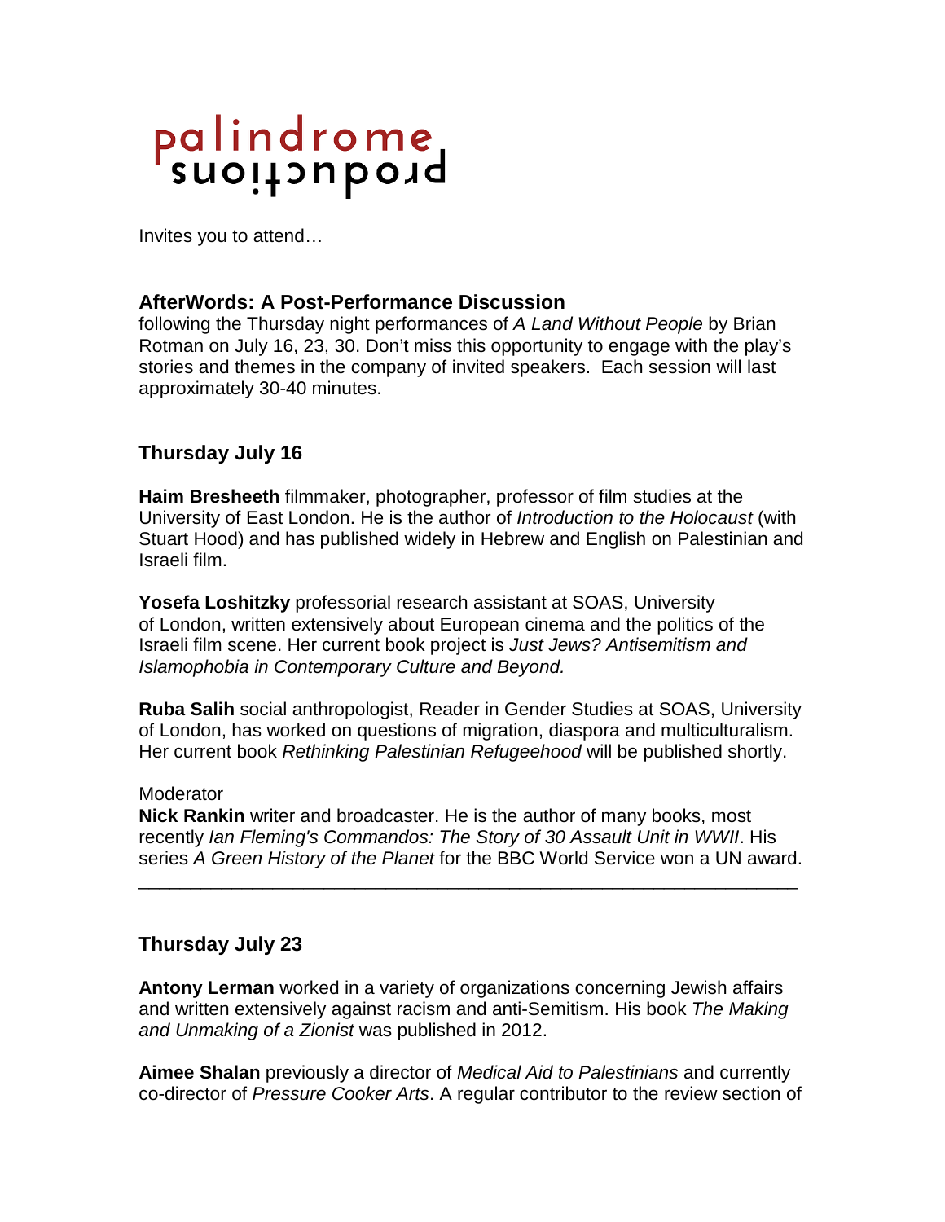palindrome productions

Invites you to attend…

## AfterWords: A Post-Performance Discussion

following the Thursday night performances of *A Land Without People* by Brian Rotman on July 16, 23, 30. Don't miss this opportunity to engage with the play's stories and themes in the company of invited speakers. Each session will last approximately 30-40 minutes.

### Thursday July 16

**Haim Bresheeth** filmmaker, photographer, professor of film studies at the University of East London. He is the author of *Introduction to the Holocaust* (with Stuart Hood) and has published widely in Hebrew and English on Palestinian and Israeli film.

**Yosefa Loshitzky** professorial research assistant at SOAS, University of London, written extensively about European cinema and the politics of the Israeli film scene. Her current book project is *Just Jews? Antisemitism and Islamophobia in Contemporary Culture and Beyond.*

**Ruba Salih** social anthropologist, Reader in Gender Studies at SOAS, University of London, has worked on questions of migration, diaspora and multiculturalism. Her current book *Rethinking Palestinian Refugeehood* will be published shortly.

Moderator
**Nick Rankin** writer and broadcaster. He is the author of many books, most recently *Ian Fleming's Commandos: The Story of 30 Assault Unit in WWII*. His series *A Green History of the Planet* for the BBC World Service won a UN award.

---

### Thursday July 23

**Antony Lerman** worked in a variety of organizations concerning Jewish affairs and written extensively against racism and anti-Semitism. His book *The Making and Unmaking of a Zionist* was published in 2012.

**Aimee Shalan** previously a director of *Medical Aid to Palestinians* and currently co-director of *Pressure Cooker Arts*. A regular contributor to the review section of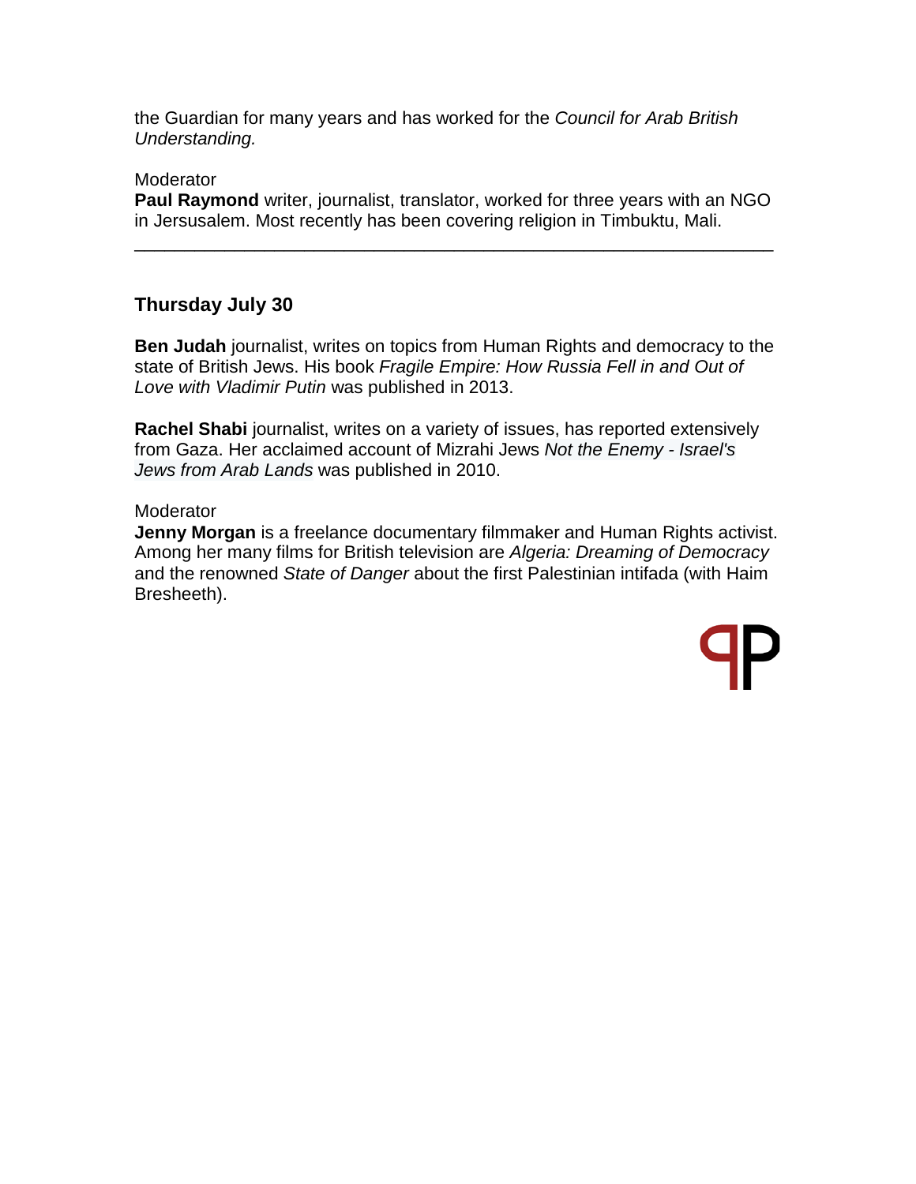the Guardian for many years and has worked for the *Council for Arab British Understanding.*

Moderator
**Paul Raymond** writer, journalist, translator, worked for three years with an NGO in Jersusalem. Most recently has been covering religion in Timbuktu, Mali.

---

### Thursday July 30

**Ben Judah** journalist, writes on topics from Human Rights and democracy to the state of British Jews. His book *Fragile Empire: How Russia Fell in and Out of Love with Vladimir Putin* was published in 2013.

**Rachel Shabi** journalist, writes on a variety of issues, has reported extensively from Gaza. Her acclaimed account of Mizrahi Jews *Not the Enemy - Israel's Jews from Arab Lands* was published in 2010.

Moderator
**Jenny Morgan** is a freelance documentary filmmaker and Human Rights activist. Among her many films for British television are *Algeria: Dreaming of Democracy* and the renowned *State of Danger* about the first Palestinian intifada (with Haim Bresheeth).